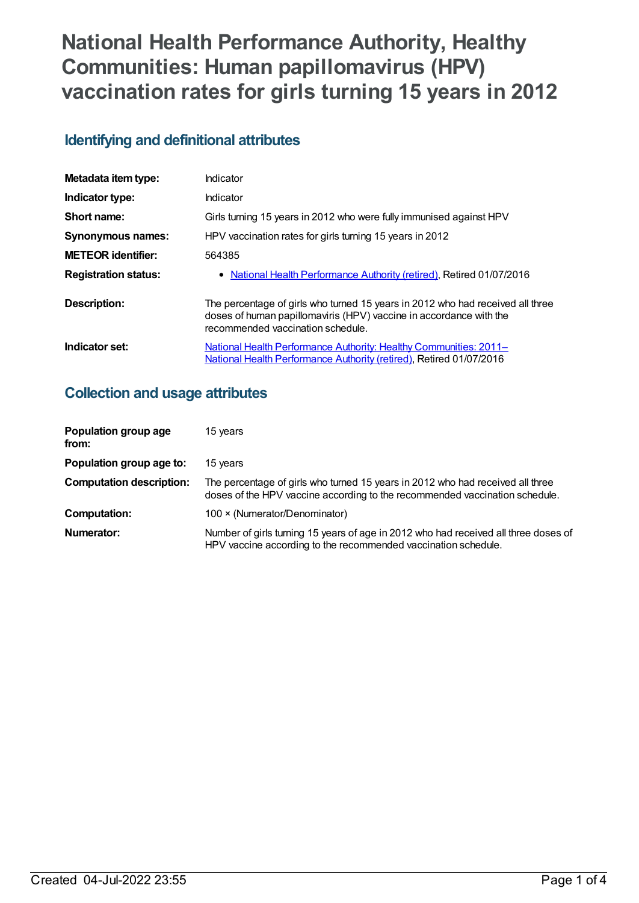# National Health Performance Authority, Healthy Communities: Human papillomavirus (HPV) vaccination rates for girls turning 15 years in 2012

## Identifying and definitional attributes

| | |
|---|---|
| **Metadata item type:** | Indicator |
| **Indicator type:** | Indicator |
| **Short name:** | Girls turning 15 years in 2012 who were fully immunised against HPV |
| **Synonymous names:** | HPV vaccination rates for girls turning 15 years in 2012 |
| **METEOR identifier:** | 564385 |
| **Registration status:** | • National Health Performance Authority (retired), Retired 01/07/2016 |
| **Description:** | The percentage of girls who turned 15 years in 2012 who had received all three doses of human papillomaviris (HPV) vaccine in accordance with the recommended vaccination schedule. |
| **Indicator set:** | National Health Performance Authority: Healthy Communities: 2011– National Health Performance Authority (retired), Retired 01/07/2016 |

## Collection and usage attributes

| | |
|---|---|
| **Population group age from:** | 15 years |
| **Population group age to:** | 15 years |
| **Computation description:** | The percentage of girls who turned 15 years in 2012 who had received all three doses of the HPV vaccine according to the recommended vaccination schedule. |
| **Computation:** | 100 × (Numerator/Denominator) |
| **Numerator:** | Number of girls turning 15 years of age in 2012 who had received all three doses of HPV vaccine according to the recommended vaccination schedule. |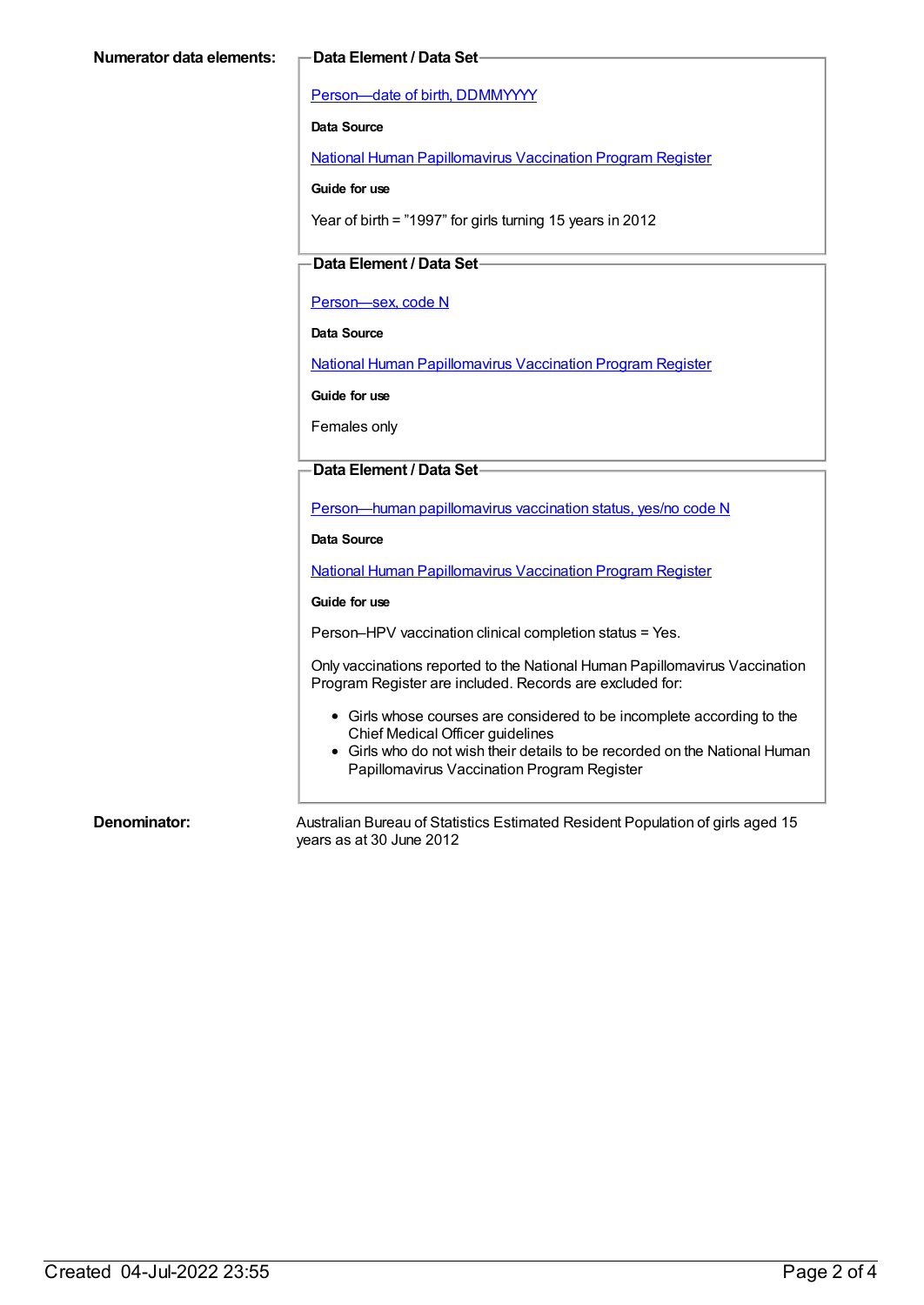**Numerator data elements:**

**Data Element / Data Set**

Person—date of birth, DDMMYYYY

**Data Source**

National Human Papillomavirus Vaccination Program Register

**Guide for use**

Year of birth = "1997" for girls turning 15 years in 2012

**Data Element / Data Set**

Person—sex, code N

**Data Source**

National Human Papillomavirus Vaccination Program Register

**Guide for use**

Females only

**Data Element / Data Set**

Person—human papillomavirus vaccination status, yes/no code N

**Data Source**

National Human Papillomavirus Vaccination Program Register

**Guide for use**

Person–HPV vaccination clinical completion status = Yes.

Only vaccinations reported to the National Human Papillomavirus Vaccination Program Register are included. Records are excluded for:

- Girls whose courses are considered to be incomplete according to the Chief Medical Officer guidelines
- Girls who do not wish their details to be recorded on the National Human Papillomavirus Vaccination Program Register

**Denominator:**

Australian Bureau of Statistics Estimated Resident Population of girls aged 15 years as at 30 June 2012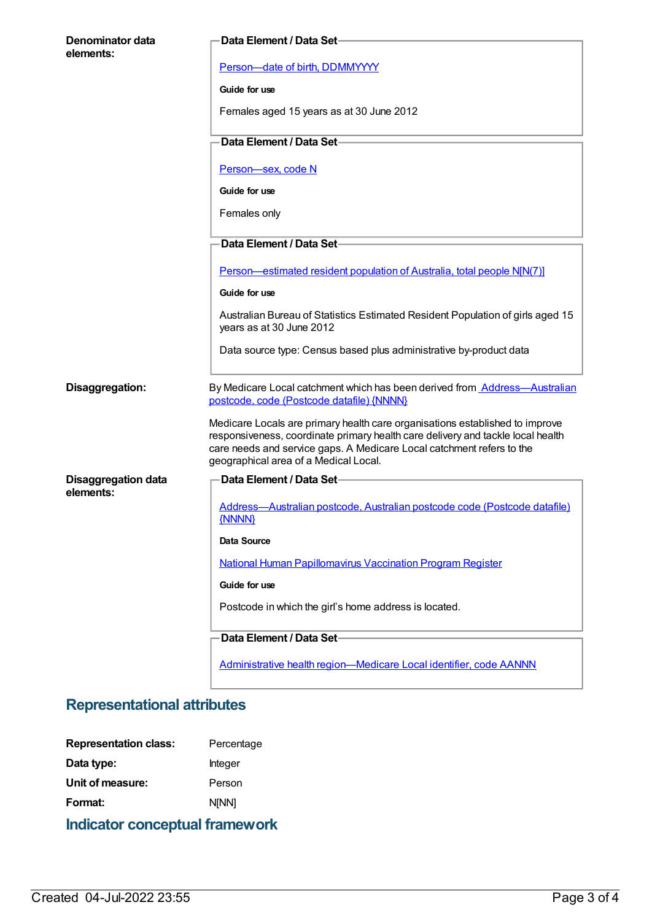**Denominator data elements:**

**Data Element / Data Set**

[Person—date of birth, DDMMYYYY](#)

**Guide for use**

Females aged 15 years as at 30 June 2012

**Data Element / Data Set**

[Person—sex, code N](#)

**Guide for use**

Females only

**Data Element / Data Set**

[Person—estimated resident population of Australia, total people N[N(7)]](#)

**Guide for use**

Australian Bureau of Statistics Estimated Resident Population of girls aged 15 years as at 30 June 2012

Data source type: Census based plus administrative by-product data

**Disaggregation:**

By Medicare Local catchment which has been derived from [Address—Australian postcode, code (Postcode datafile) {NNNN}](#)

Medicare Locals are primary health care organisations established to improve responsiveness, coordinate primary health care delivery and tackle local health care needs and service gaps. A Medicare Local catchment refers to the geographical area of a Medical Local.

**Disaggregation data elements:**

**Data Element / Data Set**

[Address—Australian postcode, Australian postcode code (Postcode datafile) {NNNN}](#)

**Data Source**

[National Human Papillomavirus Vaccination Program Register](#)

**Guide for use**

Postcode in which the girl's home address is located.

**Data Element / Data Set**

[Administrative health region—Medicare Local identifier, code AANNN](#)

## Representational attributes

| | |
|---|---|
| **Representation class:** | Percentage |
| **Data type:** | Integer |
| **Unit of measure:** | Person |
| **Format:** | N[NN] |

## Indicator conceptual framework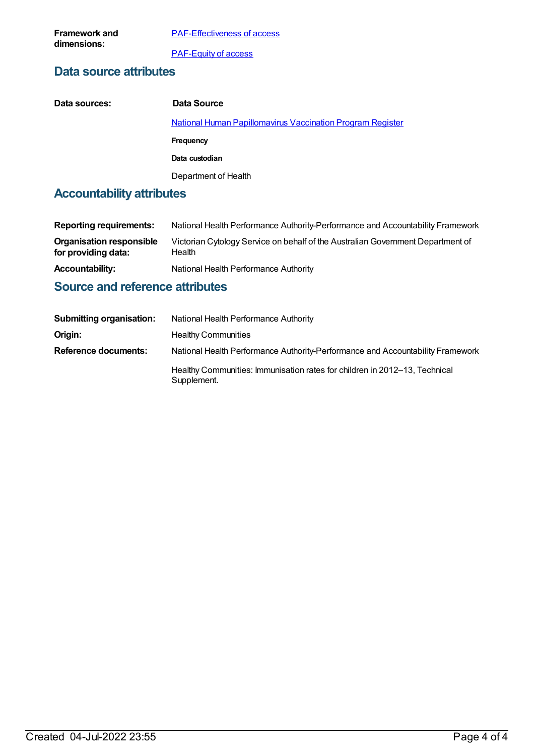**Framework and dimensions:** [PAF-Effectiveness of access]

[PAF-Equity of access]

## Data source attributes

**Data sources:**

**Data Source**

[National Human Papillomavirus Vaccination Program Register]

**Frequency**

**Data custodian**

Department of Health

## Accountability attributes

**Reporting requirements:** National Health Performance Authority-Performance and Accountability Framework

**Organisation responsible for providing data:** Victorian Cytology Service on behalf of the Australian Government Department of Health

**Accountability:** National Health Performance Authority

## Source and reference attributes

**Submitting organisation:** National Health Performance Authority

**Origin:** Healthy Communities

**Reference documents:** National Health Performance Authority-Performance and Accountability Framework

Healthy Communities: Immunisation rates for children in 2012–13, Technical Supplement.